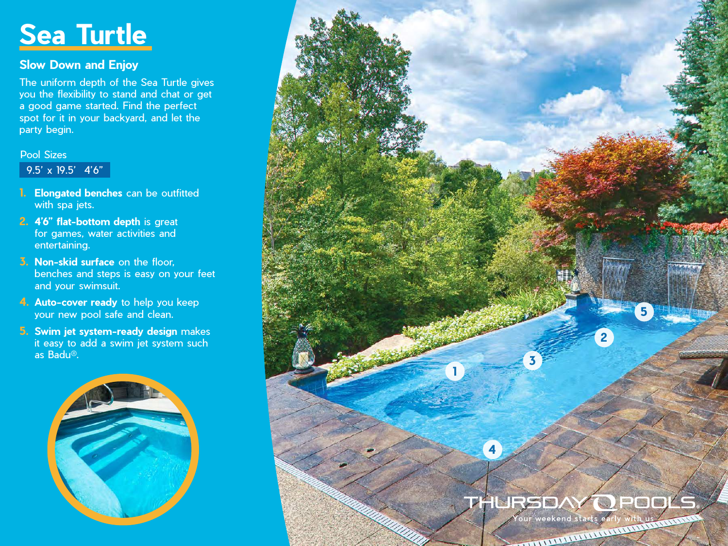# Sea Turtle

## Slow Down and Enjoy

The uniform depth of the Sea Turtle gives you the flexibility to stand and chat or get a good game started. Find the perfect spot for it in your backyard, and let the party begin.

Pool Sizes

9.5' x 19.5'   4'6"

1. **Elongated benches** can be outfitted with spa jets.
2. **4'6" flat-bottom depth** is great for games, water activities and entertaining.
3. **Non-skid surface** on the floor, benches and steps is easy on your feet and your swimsuit.
4. **Auto-cover ready** to help you keep your new pool safe and clean.
5. **Swim jet system-ready design** makes it easy to add a swim jet system such as Badu®.

THURSDAY POOLS®

Your weekend starts early with us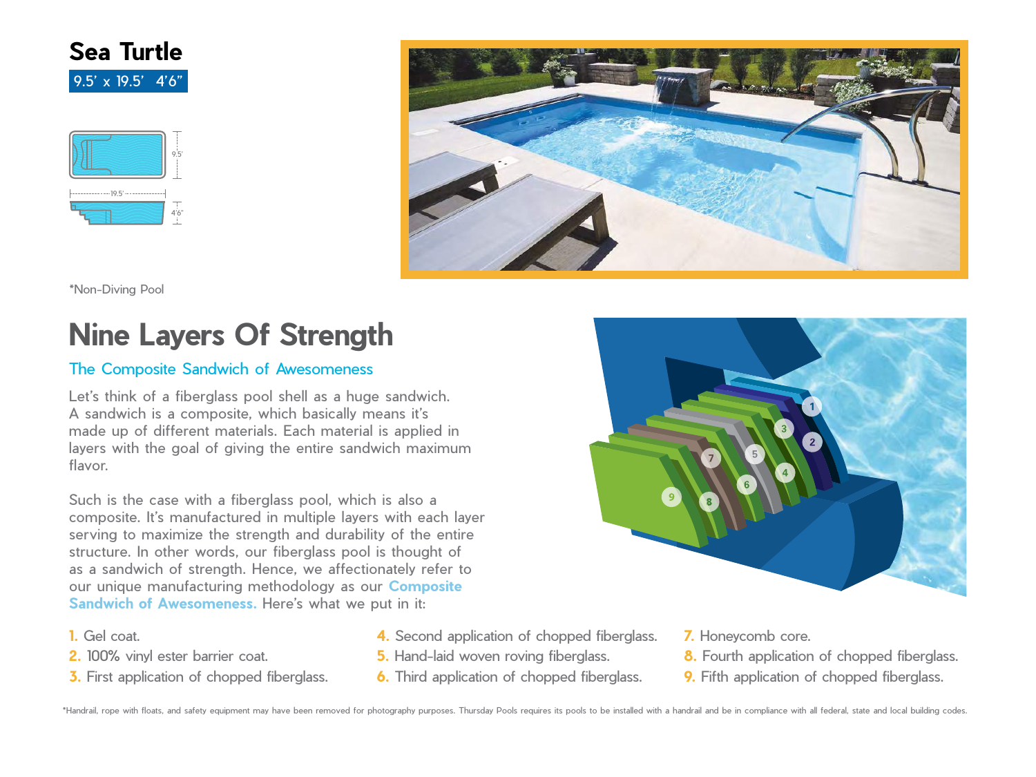# Sea Turtle

9.5' x 19.5' 4'6"

9.5'

19.5'

4'6"

*Non-Diving Pool

## Nine Layers Of Strength

### The Composite Sandwich of Awesomeness

Let's think of a fiberglass pool shell as a huge sandwich. A sandwich is a composite, which basically means it's made up of different materials. Each material is applied in layers with the goal of giving the entire sandwich maximum flavor.

Such is the case with a fiberglass pool, which is also a composite. It's manufactured in multiple layers with each layer serving to maximize the strength and durability of the entire structure. In other words, our fiberglass pool is thought of as a sandwich of strength. Hence, we affectionately refer to our unique manufacturing methodology as our **Composite Sandwich of Awesomeness.** Here's what we put in it:

1. Gel coat.
2. 100% vinyl ester barrier coat.
3. First application of chopped fiberglass.
4. Second application of chopped fiberglass.
5. Hand-laid woven roving fiberglass.
6. Third application of chopped fiberglass.
7. Honeycomb core.
8. Fourth application of chopped fiberglass.
9. Fifth application of chopped fiberglass.

*Handrail, rope with floats, and safety equipment may have been removed for photography purposes. Thursday Pools requires its pools to be installed with a handrail and be in compliance with all federal, state and local building codes.